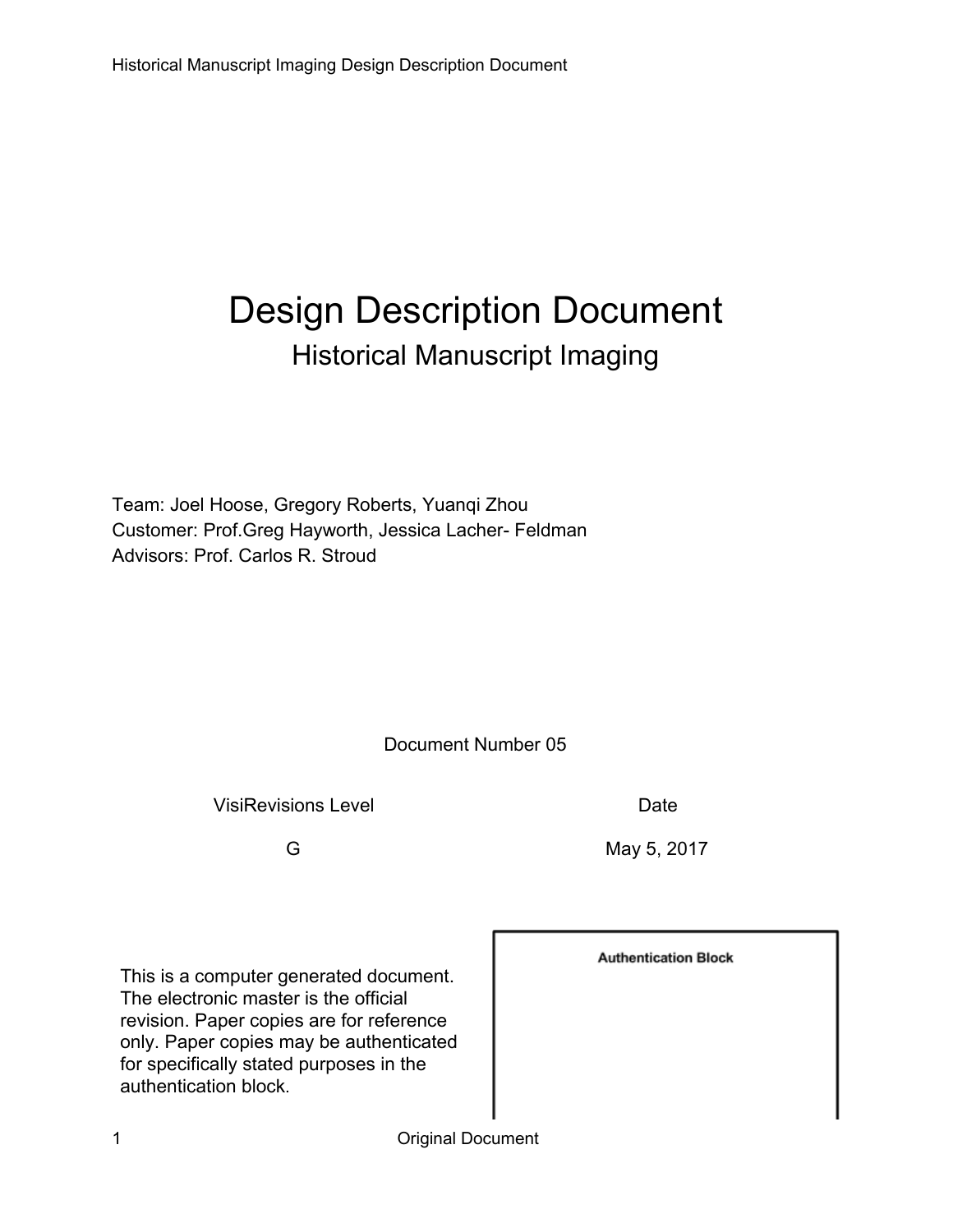# Design Description Document

## Historical Manuscript Imaging

Team: Joel Hoose, Gregory Roberts, Yuanqi Zhou
Customer: Prof.Greg Hayworth, Jessica Lacher- Feldman
Advisors: Prof. Carlos R. Stroud

Document Number 05

| VisiRevisions Level | Date |
| --- | --- |
| G | May 5, 2017 |

This is a computer generated document. The electronic master is the official revision. Paper copies are for reference only. Paper copies may be authenticated for specifically stated purposes in the authentication block.

**Authentication Block**

Original Document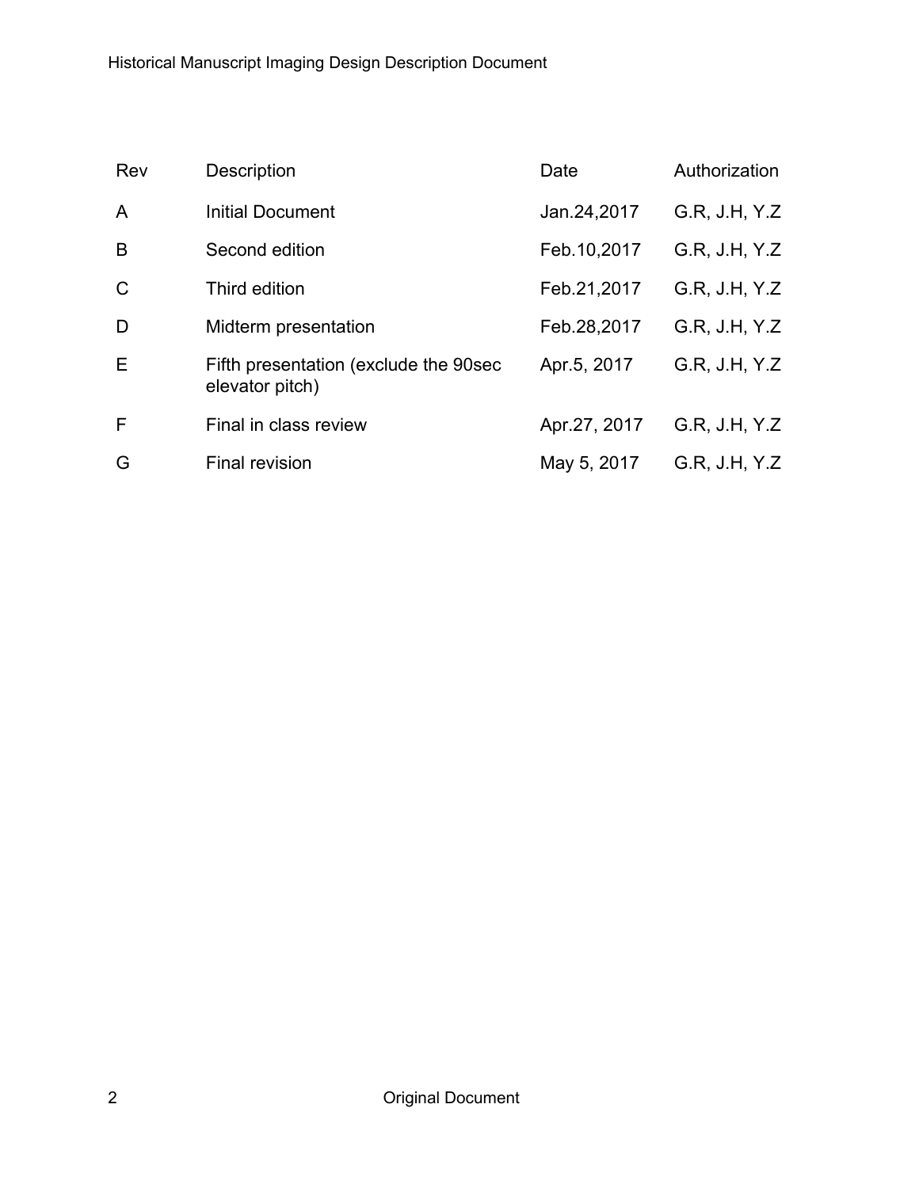| Rev | Description | Date | Authorization |
|---|---|---|---|
| A | Initial Document | Jan.24,2017 | G.R, J.H, Y.Z |
| B | Second edition | Feb.10,2017 | G.R, J.H, Y.Z |
| C | Third edition | Feb.21,2017 | G.R, J.H, Y.Z |
| D | Midterm presentation | Feb.28,2017 | G.R, J.H, Y.Z |
| E | Fifth presentation (exclude the 90sec elevator pitch) | Apr.5, 2017 | G.R, J.H, Y.Z |
| F | Final in class review | Apr.27, 2017 | G.R, J.H, Y.Z |
| G | Final revision | May 5, 2017 | G.R, J.H, Y.Z |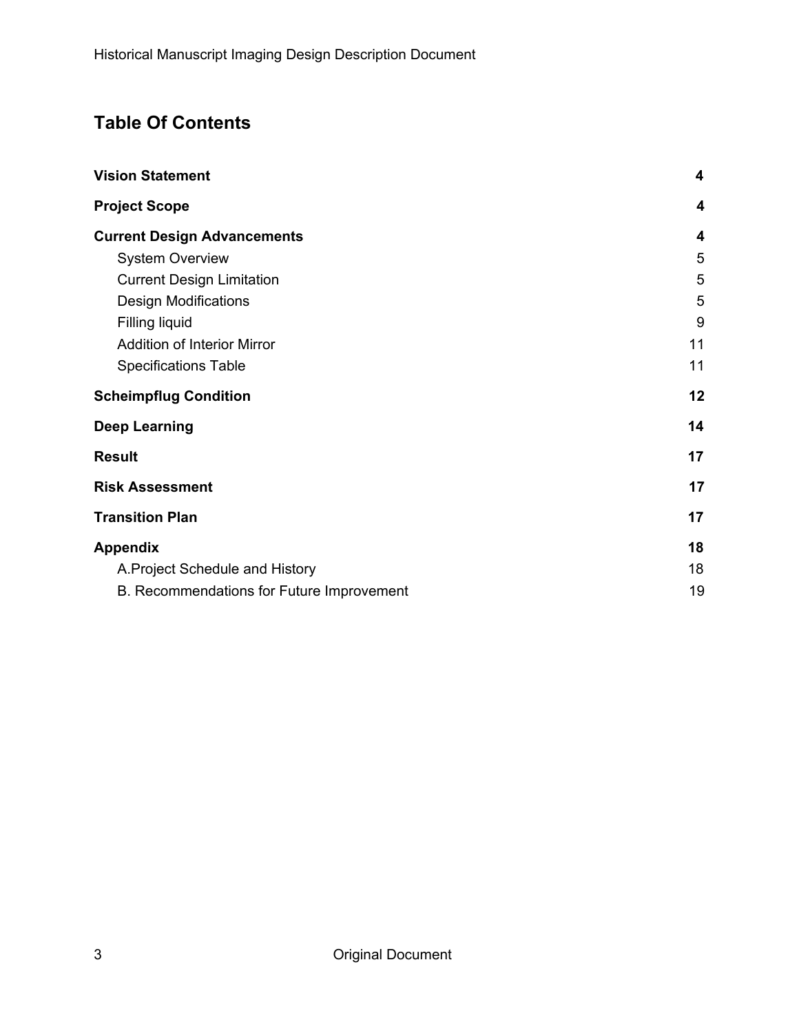# Table Of Contents

| | |
|---|---|
| **Vision Statement** | **4** |
| **Project Scope** | **4** |
| **Current Design Advancements** | **4** |
| System Overview | 5 |
| Current Design Limitation | 5 |
| Design Modifications | 5 |
| Filling liquid | 9 |
| Addition of Interior Mirror | 11 |
| Specifications Table | 11 |
| **Scheimpflug Condition** | **12** |
| **Deep Learning** | **14** |
| **Result** | **17** |
| **Risk Assessment** | **17** |
| **Transition Plan** | **17** |
| **Appendix** | **18** |
| A.Project Schedule and History | 18 |
| B. Recommendations for Future Improvement | 19 |

Original Document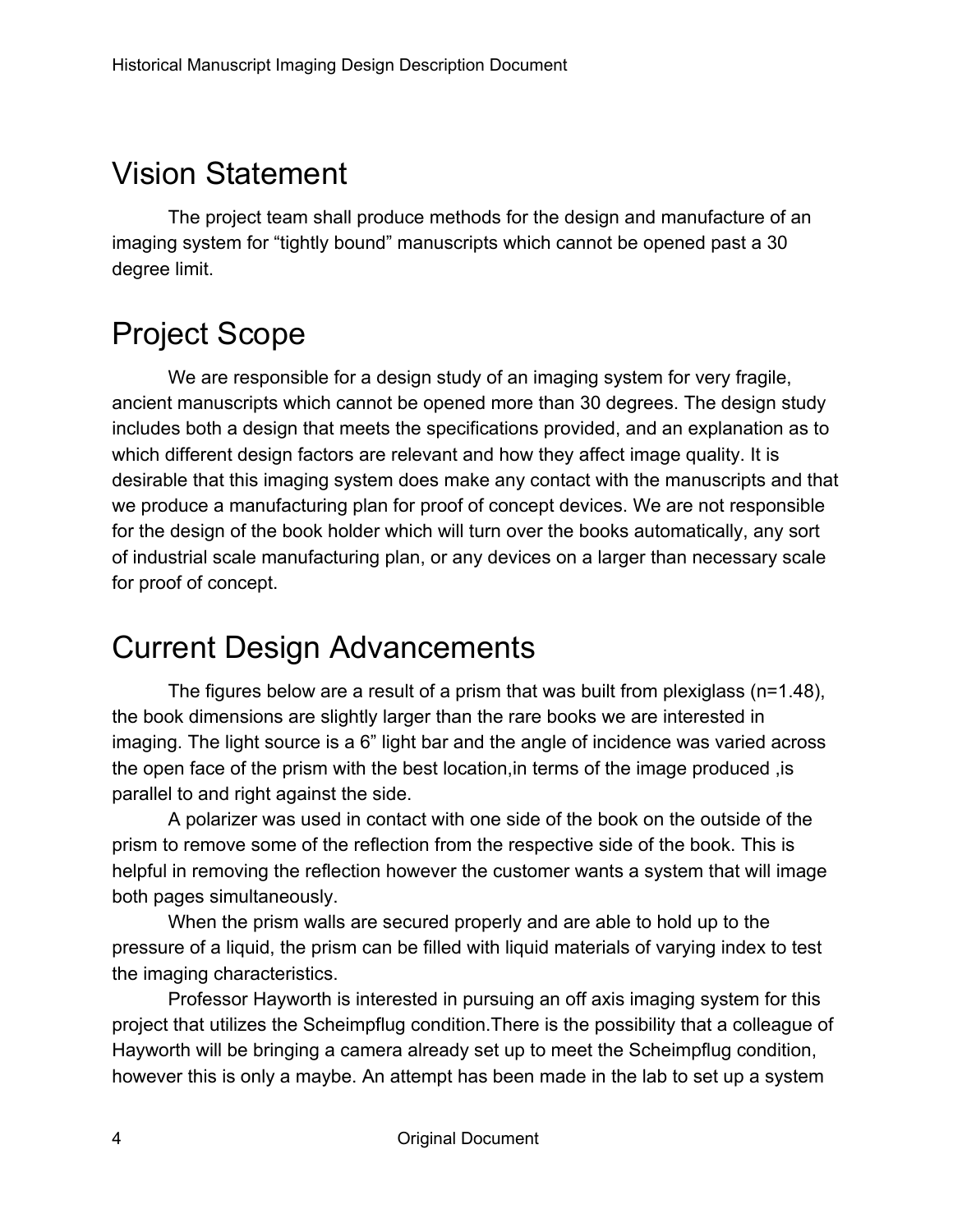# Vision Statement

The project team shall produce methods for the design and manufacture of an imaging system for “tightly bound” manuscripts which cannot be opened past a 30 degree limit.

# Project Scope

We are responsible for a design study of an imaging system for very fragile, ancient manuscripts which cannot be opened more than 30 degrees. The design study includes both a design that meets the specifications provided, and an explanation as to which different design factors are relevant and how they affect image quality. It is desirable that this imaging system does make any contact with the manuscripts and that we produce a manufacturing plan for proof of concept devices. We are not responsible for the design of the book holder which will turn over the books automatically, any sort of industrial scale manufacturing plan, or any devices on a larger than necessary scale for proof of concept.

# Current Design Advancements

The figures below are a result of a prism that was built from plexiglass (n=1.48), the book dimensions are slightly larger than the rare books we are interested in imaging. The light source is a 6” light bar and the angle of incidence was varied across the open face of the prism with the best location,in terms of the image produced ,is parallel to and right against the side.

A polarizer was used in contact with one side of the book on the outside of the prism to remove some of the reflection from the respective side of the book. This is helpful in removing the reflection however the customer wants a system that will image both pages simultaneously.

When the prism walls are secured properly and are able to hold up to the pressure of a liquid, the prism can be filled with liquid materials of varying index to test the imaging characteristics.

Professor Hayworth is interested in pursuing an off axis imaging system for this project that utilizes the Scheimpflug condition.There is the possibility that a colleague of Hayworth will be bringing a camera already set up to meet the Scheimpflug condition, however this is only a maybe. An attempt has been made in the lab to set up a system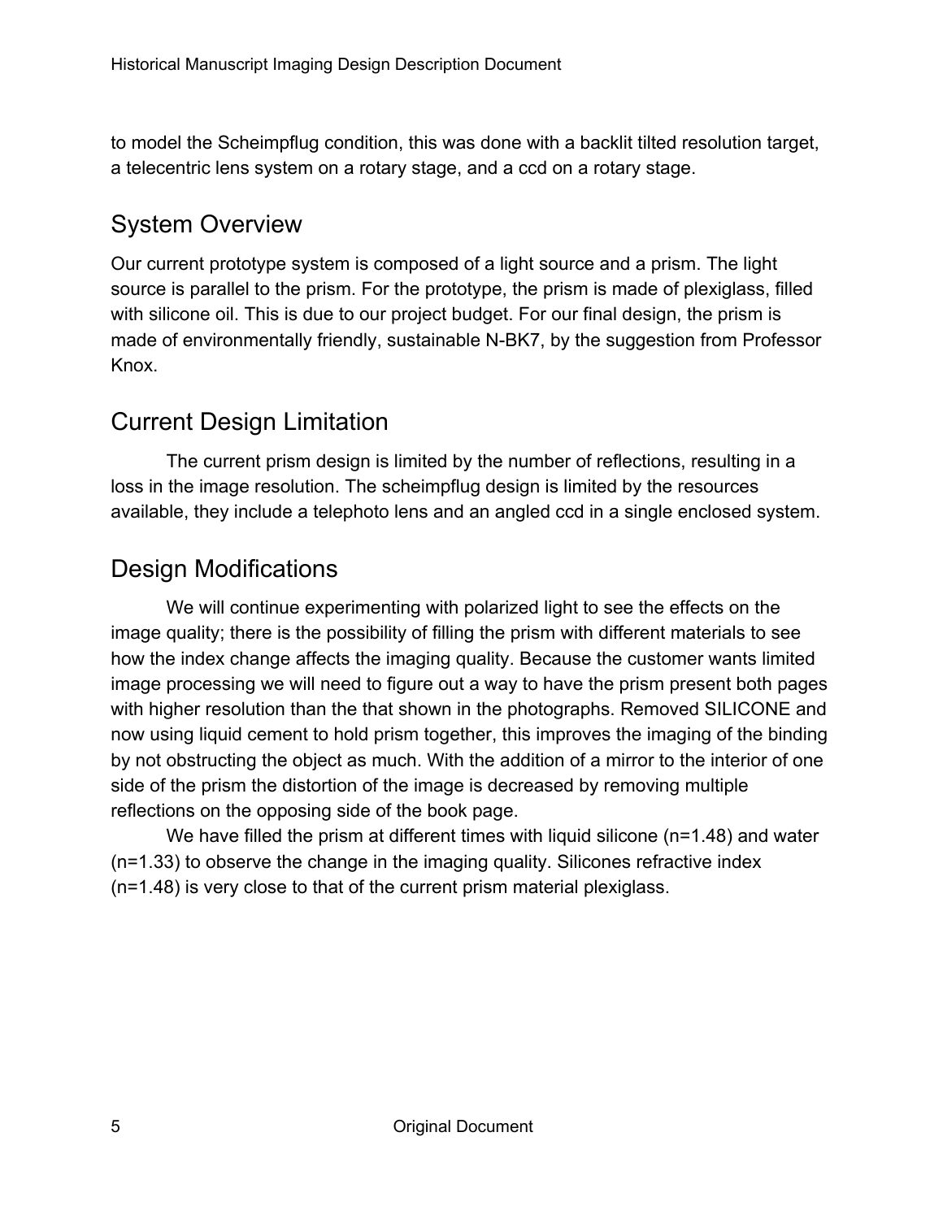to model the Scheimpflug condition, this was done with a backlit tilted resolution target, a telecentric lens system on a rotary stage, and a ccd on a rotary stage.

## System Overview

Our current prototype system is composed of a light source and a prism. The light source is parallel to the prism. For the prototype, the prism is made of plexiglass, filled with silicone oil. This is due to our project budget. For our final design, the prism is made of environmentally friendly, sustainable N-BK7, by the suggestion from Professor Knox.

## Current Design Limitation

The current prism design is limited by the number of reflections, resulting in a loss in the image resolution. The scheimpflug design is limited by the resources available, they include a telephoto lens and an angled ccd in a single enclosed system.

## Design Modifications

We will continue experimenting with polarized light to see the effects on the image quality; there is the possibility of filling the prism with different materials to see how the index change affects the imaging quality. Because the customer wants limited image processing we will need to figure out a way to have the prism present both pages with higher resolution than the that shown in the photographs. Removed SILICONE and now using liquid cement to hold prism together, this improves the imaging of the binding by not obstructing the object as much. With the addition of a mirror to the interior of one side of the prism the distortion of the image is decreased by removing multiple reflections on the opposing side of the book page.

We have filled the prism at different times with liquid silicone ($n=1.48$) and water ($n=1.33$) to observe the change in the imaging quality. Silicones refractive index ($n=1.48$) is very close to that of the current prism material plexiglass.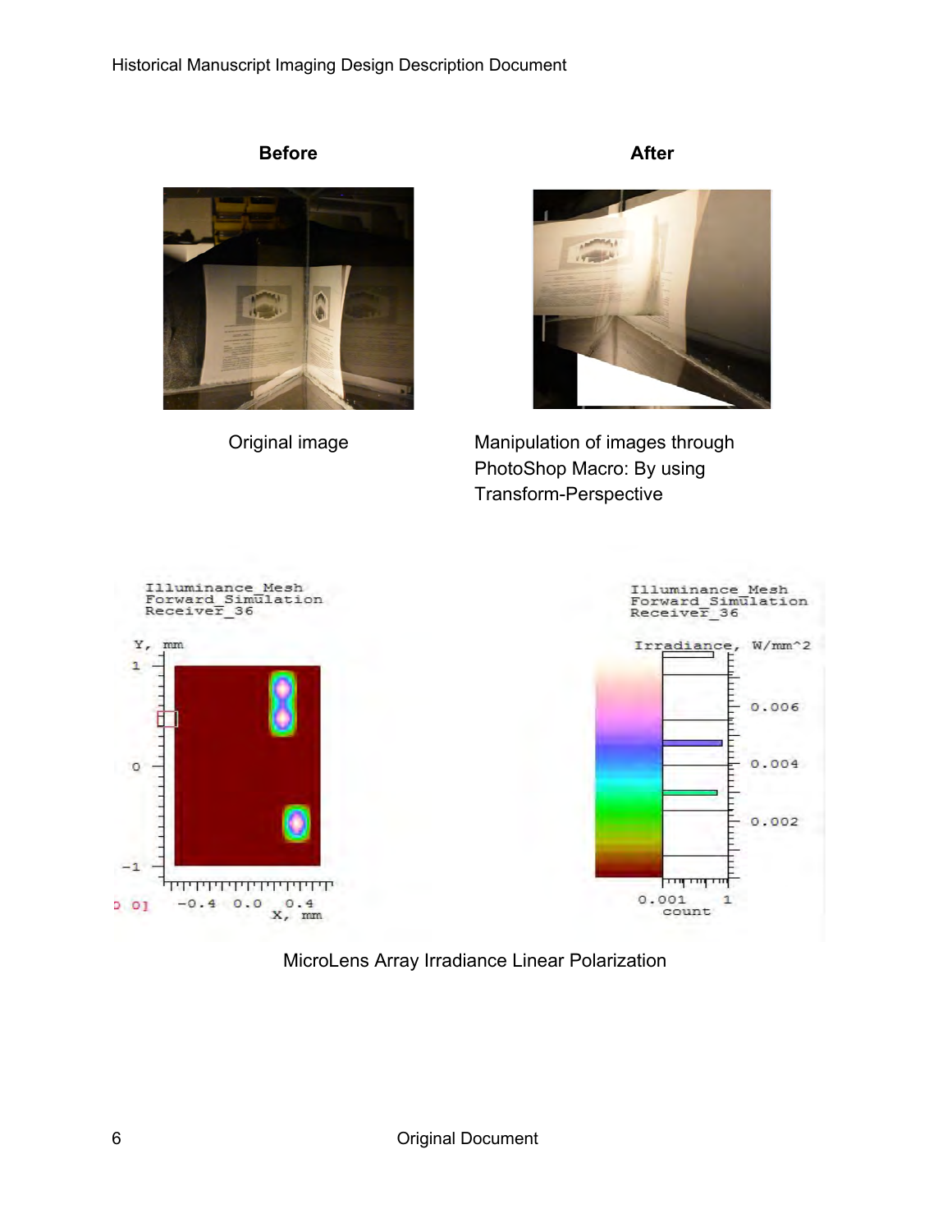**Before** | **After**

Original image

Manipulation of images through PhotoShop Macro: By using Transform-Perspective

Illuminance_Mesh
Forward_Simulation
Receiver_36

Y, mm

1

0

-1

-0.4 0.0 0.4
X, mm

Illuminance_Mesh
Forward_Simulation
Receiver_36

Irradiance, W/mm^2

0.006

0.004

0.002

0.001 1
count

MicroLens Array Irradiance Linear Polarization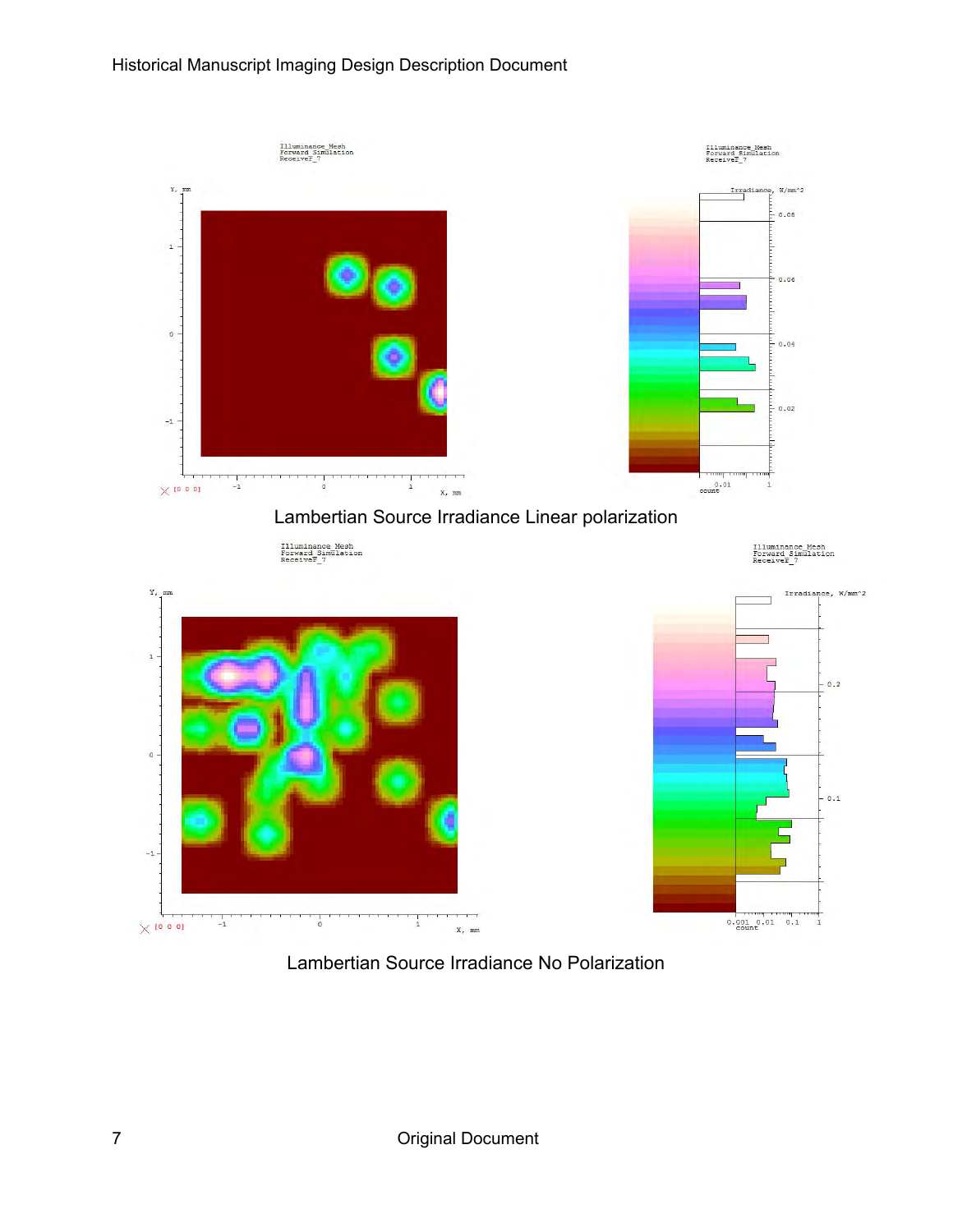Illuminance_Mesh
Forward_Simulation
Receiver_7

Y, mm

1

0

-1

-1

0

1

X, mm

[0 0 0]

Illuminance_Mesh
Forward_Simulation
Receiver_7

Irradiance, W/mm^2

0.08

0.06

0.04

0.02

0.01

1

count

Lambertian Source Irradiance Linear polarization

Illuminance_Mesh
Forward_Simulation
Receiver_7

Y, mm

1

0

-1

-1

0

1

X, mm

[0 0 0]

Illuminance_Mesh
Forward_Simulation
Receiver_7

Irradiance, W/mm^2

0.2

0.1

0.001

0.01

0.1

1

count

Lambertian Source Irradiance No Polarization

Original Document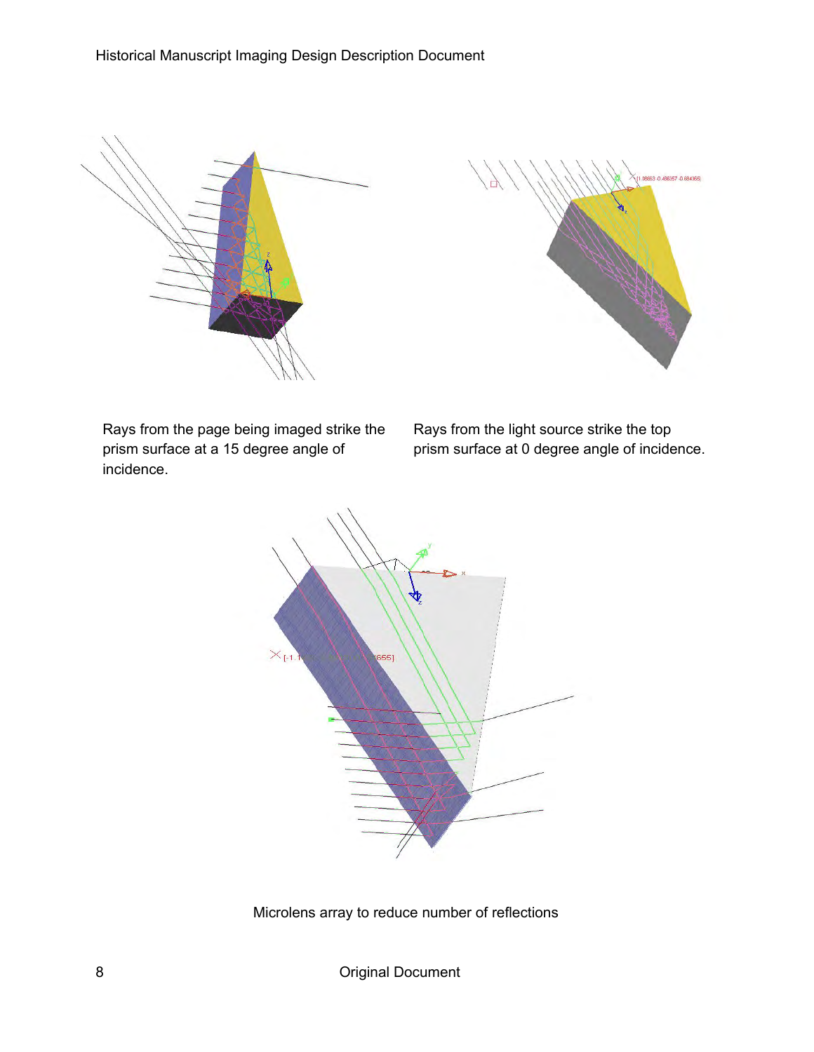Rays from the page being imaged strike the prism surface at a 15 degree angle of incidence.

Rays from the light source strike the top prism surface at 0 degree angle of incidence.

Microlens array to reduce number of reflections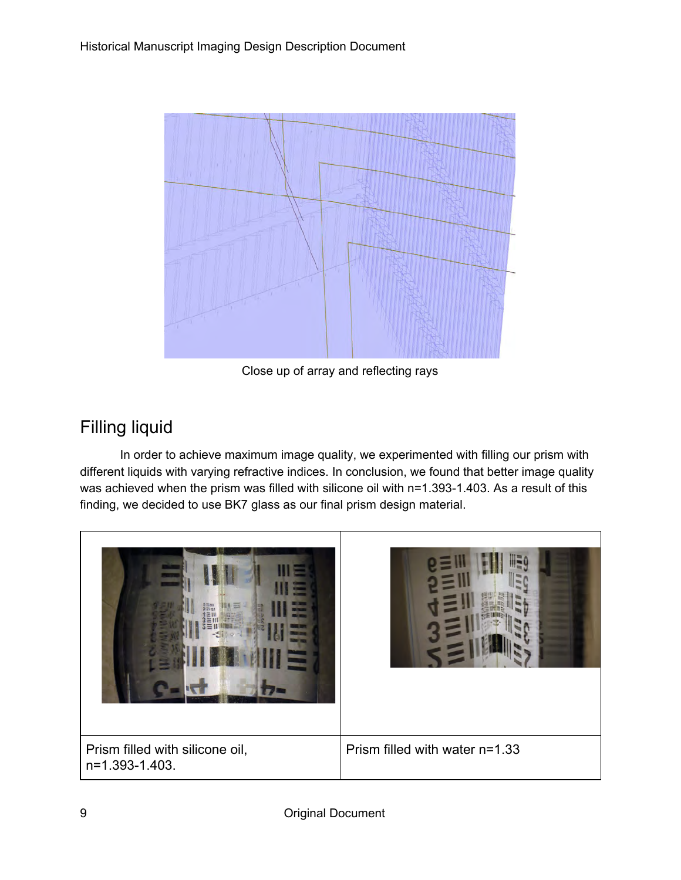Close up of array and reflecting rays

## Filling liquid

In order to achieve maximum image quality, we experimented with filling our prism with different liquids with varying refractive indices. In conclusion, we found that better image quality was achieved when the prism was filled with silicone oil with n=1.393-1.403. As a result of this finding, we decided to use BK7 glass as our final prism design material.

| | |
|---|---|
| | |
| Prism filled with silicone oil, n=1.393-1.403. | Prism filled with water n=1.33 |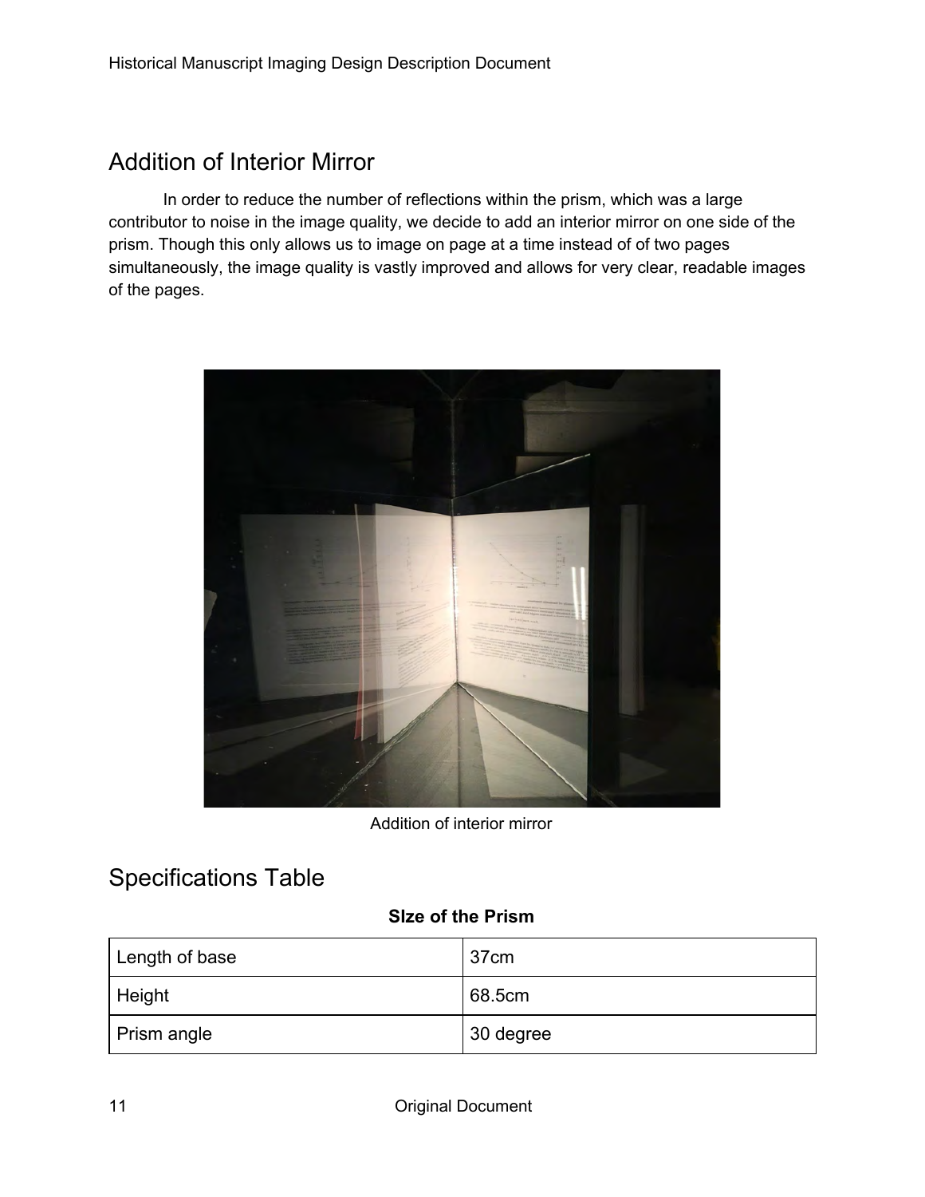## Addition of Interior Mirror

In order to reduce the number of reflections within the prism, which was a large contributor to noise in the image quality, we decide to add an interior mirror on one side of the prism. Though this only allows us to image on page at a time instead of of two pages simultaneously, the image quality is vastly improved and allows for very clear, readable images of the pages.

Addition of interior mirror

## Specifications Table

**SIze of the Prism**

| | |
|---|---|
| Length of base | 37cm |
| Height | 68.5cm |
| Prism angle | 30 degree |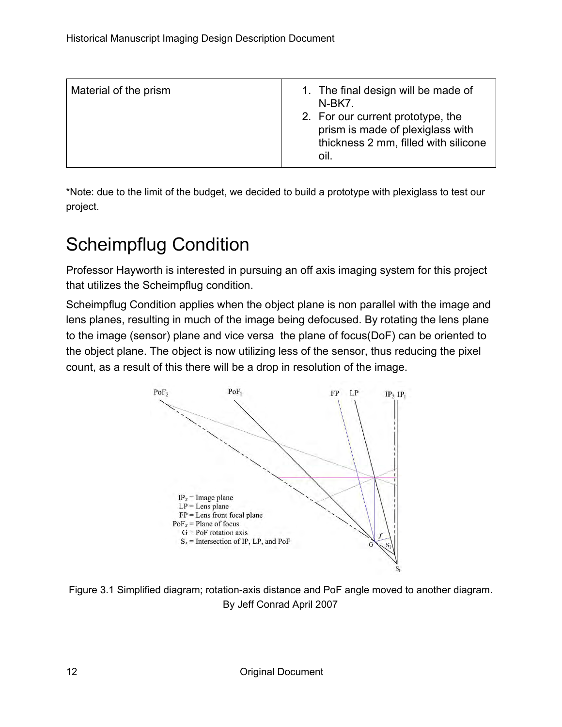| | |
|---|---|
| Material of the prism | 1. The final design will be made of N-BK7.<br>2. For our current prototype, the prism is made of plexiglass with thickness 2 mm, filled with silicone oil. |

*Note: due to the limit of the budget, we decided to build a prototype with plexiglass to test our project.

# Scheimpflug Condition

Professor Hayworth is interested in pursuing an off axis imaging system for this project that utilizes the Scheimpflug condition.

Scheimpflug Condition applies when the object plane is non parallel with the image and lens planes, resulting in much of the image being defocused. By rotating the lens plane to the image (sensor) plane and vice versa the plane of focus(DoF) can be oriented to the object plane. The object is now utilizing less of the sensor, thus reducing the pixel count, as a result of this there will be a drop in resolution of the image.

$PoF_2$ $PoF_1$ FP LP $IP_2$ $IP_1$

$IP_x$ = Image plane
LP = Lens plane
FP = Lens front focal plane
$PoF_x$ = Plane of focus
G = PoF rotation axis
$S_x$ = Intersection of IP, LP, and PoF

$f$ G $S_2$ $S_1$

Figure 3.1 Simplified diagram; rotation-axis distance and PoF angle moved to another diagram. By Jeff Conrad April 2007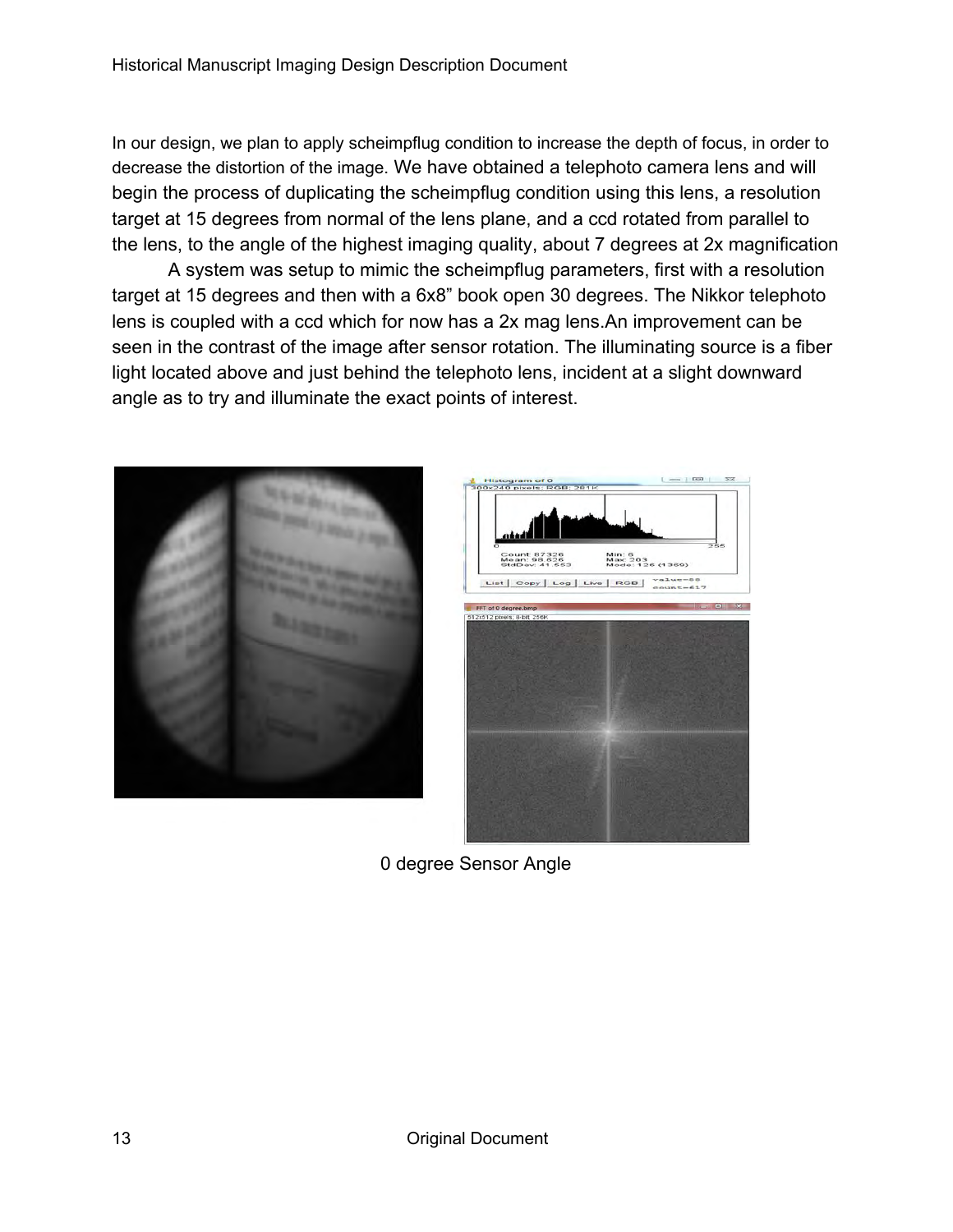In our design, we plan to apply scheimpflug condition to increase the depth of focus, in order to decrease the distortion of the image. We have obtained a telephoto camera lens and will begin the process of duplicating the scheimpflug condition using this lens, a resolution target at 15 degrees from normal of the lens plane, and a ccd rotated from parallel to the lens, to the angle of the highest imaging quality, about 7 degrees at 2x magnification

A system was setup to mimic the scheimpflug parameters, first with a resolution target at 15 degrees and then with a 6x8" book open 30 degrees. The Nikkor telephoto lens is coupled with a ccd which for now has a 2x mag lens.An improvement can be seen in the contrast of the image after sensor rotation. The illuminating source is a fiber light located above and just behind the telephoto lens, incident at a slight downward angle as to try and illuminate the exact points of interest.

0 degree Sensor Angle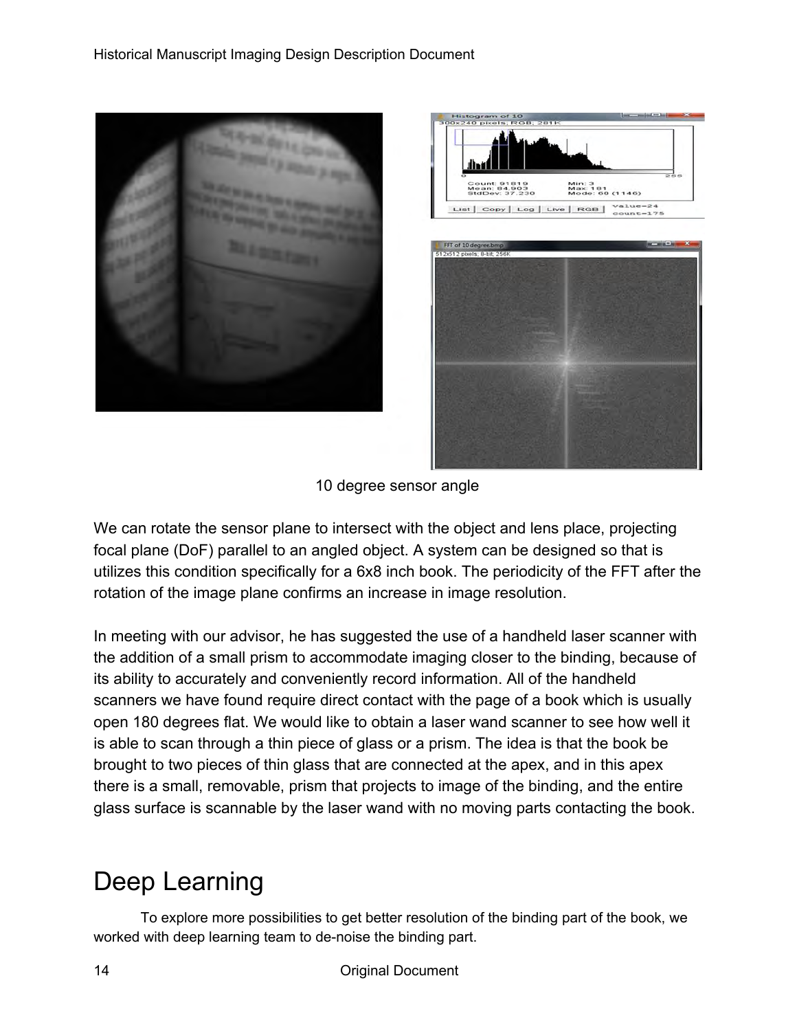10 degree sensor angle

We can rotate the sensor plane to intersect with the object and lens place, projecting focal plane (DoF) parallel to an angled object. A system can be designed so that is utilizes this condition specifically for a 6x8 inch book. The periodicity of the FFT after the rotation of the image plane confirms an increase in image resolution.

In meeting with our advisor, he has suggested the use of a handheld laser scanner with the addition of a small prism to accommodate imaging closer to the binding, because of its ability to accurately and conveniently record information. All of the handheld scanners we have found require direct contact with the page of a book which is usually open 180 degrees flat. We would like to obtain a laser wand scanner to see how well it is able to scan through a thin piece of glass or a prism. The idea is that the book be brought to two pieces of thin glass that are connected at the apex, and in this apex there is a small, removable, prism that projects to image of the binding, and the entire glass surface is scannable by the laser wand with no moving parts contacting the book.

# Deep Learning

To explore more possibilities to get better resolution of the binding part of the book, we worked with deep learning team to de-noise the binding part.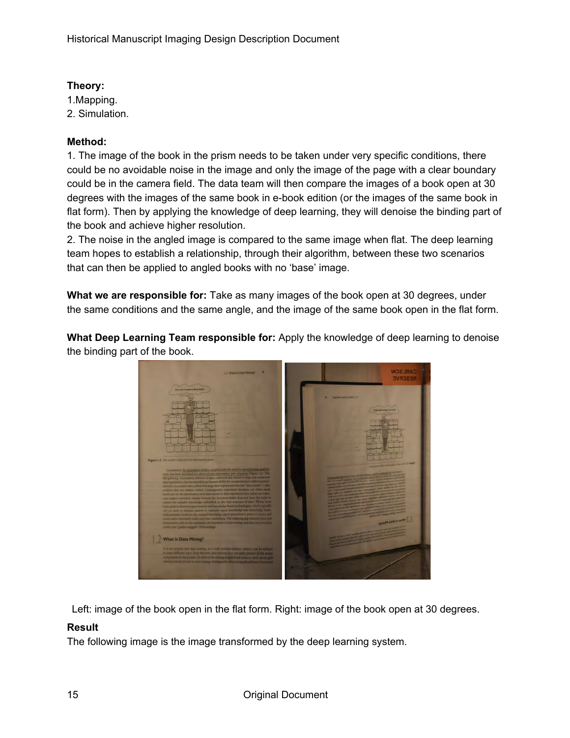**Theory:**

1.Mapping.
2. Simulation.

**Method:**

1. The image of the book in the prism needs to be taken under very specific conditions, there could be no avoidable noise in the image and only the image of the page with a clear boundary could be in the camera field. The data team will then compare the images of a book open at 30 degrees with the images of the same book in e-book edition (or the images of the same book in flat form). Then by applying the knowledge of deep learning, they will denoise the binding part of the book and achieve higher resolution.
2. The noise in the angled image is compared to the same image when flat. The deep learning team hopes to establish a relationship, through their algorithm, between these two scenarios that can then be applied to angled books with no 'base' image.

**What we are responsible for:** Take as many images of the book open at 30 degrees, under the same conditions and the same angle, and the image of the same book open in the flat form.

**What Deep Learning Team responsible for:** Apply the knowledge of deep learning to denoise the binding part of the book.

Left: image of the book open in the flat form. Right: image of the book open at 30 degrees.

**Result**

The following image is the image transformed by the deep learning system.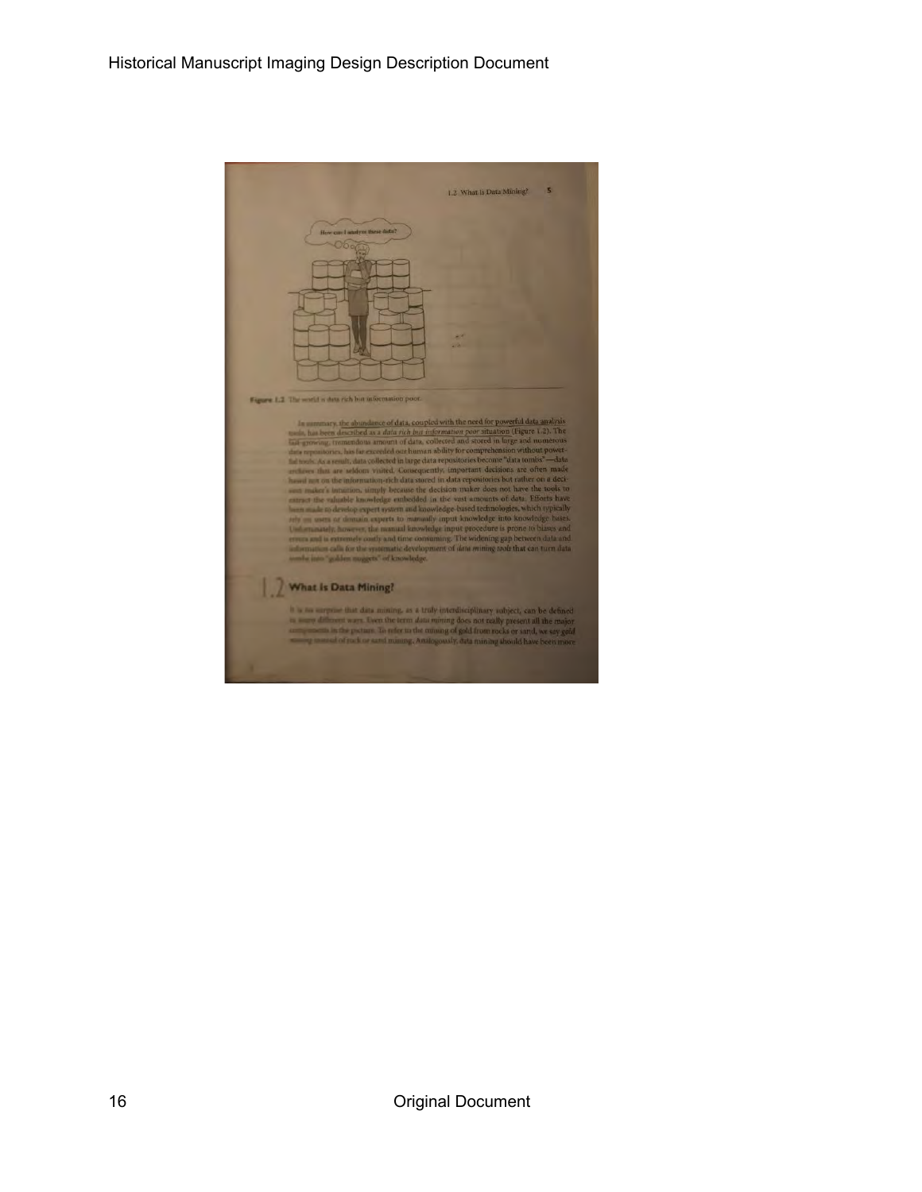How can I analyze these data?

Figure 1.2 The world is data rich but information poor.

In summary, the abundance of data, coupled with the need for powerful data analysis tools, has been described as a *data rich but information poor* situation (Figure 1.2). The fast-growing, tremendous amount of data, collected and stored in large and numerous data repositories, has far exceeded our human ability for comprehension without powerful tools. As a result, data collected in large data repositories become "data tombs"—data archives that are seldom visited. Consequently, important decisions are often made based not on the information-rich data stored in data repositories but rather on a decision maker's intuition, simply because the decision maker does not have the tools to extract the valuable knowledge embedded in the vast amounts of data. Efforts have been made to develop expert system and knowledge-based technologies, which typically rely on users or domain experts to *manually* input knowledge into knowledge bases. Unfortunately, however, the manual knowledge input procedure is prone to biases and errors and is extremely costly and time consuming. The widening gap between data and information calls for the systematic development of *data mining tools* that can turn data tombs into "golden nuggets" of knowledge.

## 1.2 What Is Data Mining?

It is no surprise that data mining, as a truly interdisciplinary subject, can be defined in many different ways. Even the term *data mining* does not really present all the major components in the picture. To refer to the mining of gold from rocks or sand, we say gold mining instead of rock or sand mining. Analogously, data mining should have been more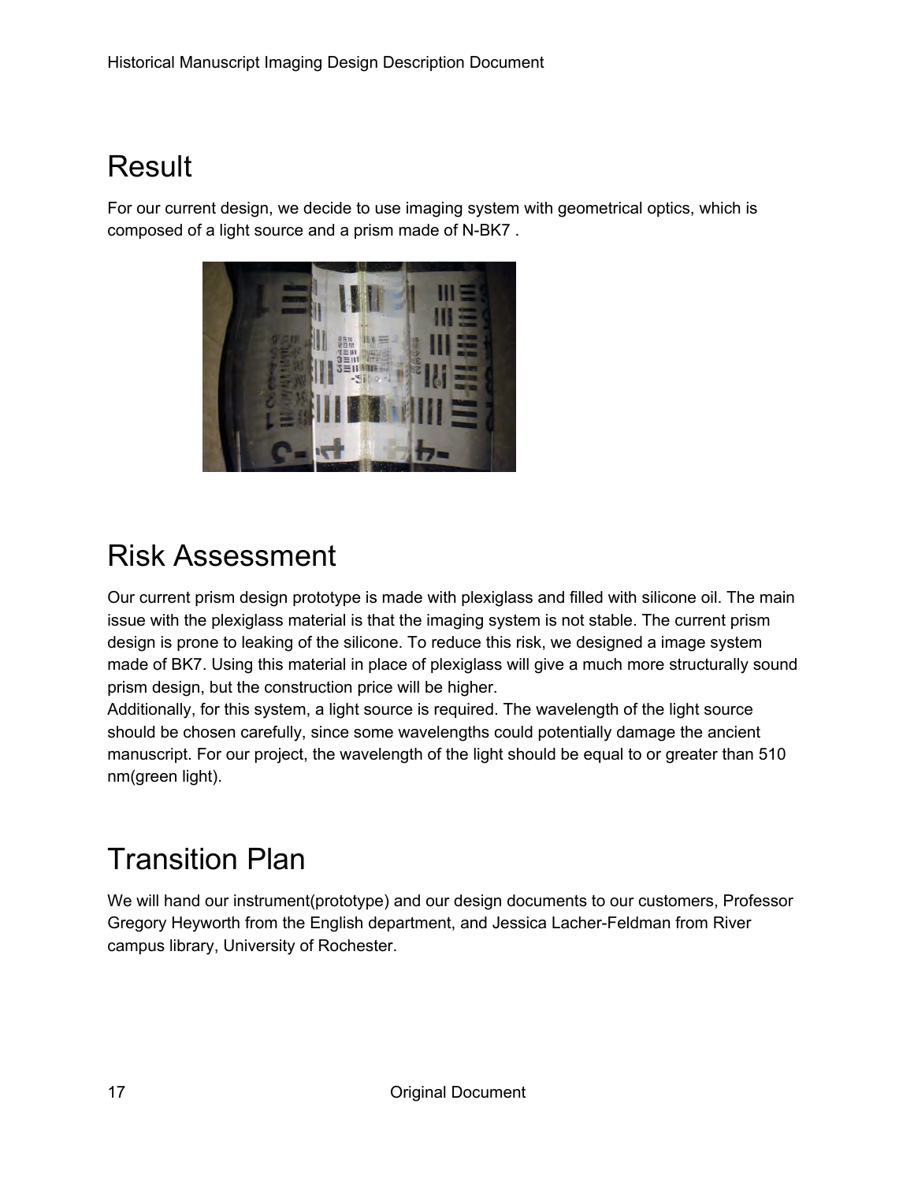# Result

For our current design, we decide to use imaging system with geometrical optics, which is composed of a light source and a prism made of N-BK7 .

# Risk Assessment

Our current prism design prototype is made with plexiglass and filled with silicone oil. The main issue with the plexiglass material is that the imaging system is not stable. The current prism design is prone to leaking of the silicone. To reduce this risk, we designed a image system made of BK7. Using this material in place of plexiglass will give a much more structurally sound prism design, but the construction price will be higher.
Additionally, for this system, a light source is required. The wavelength of the light source should be chosen carefully, since some wavelengths could potentially damage the ancient manuscript. For our project, the wavelength of the light should be equal to or greater than 510 nm(green light).

# Transition Plan

We will hand our instrument(prototype) and our design documents to our customers, Professor Gregory Heyworth from the English department, and Jessica Lacher-Feldman from River campus library, University of Rochester.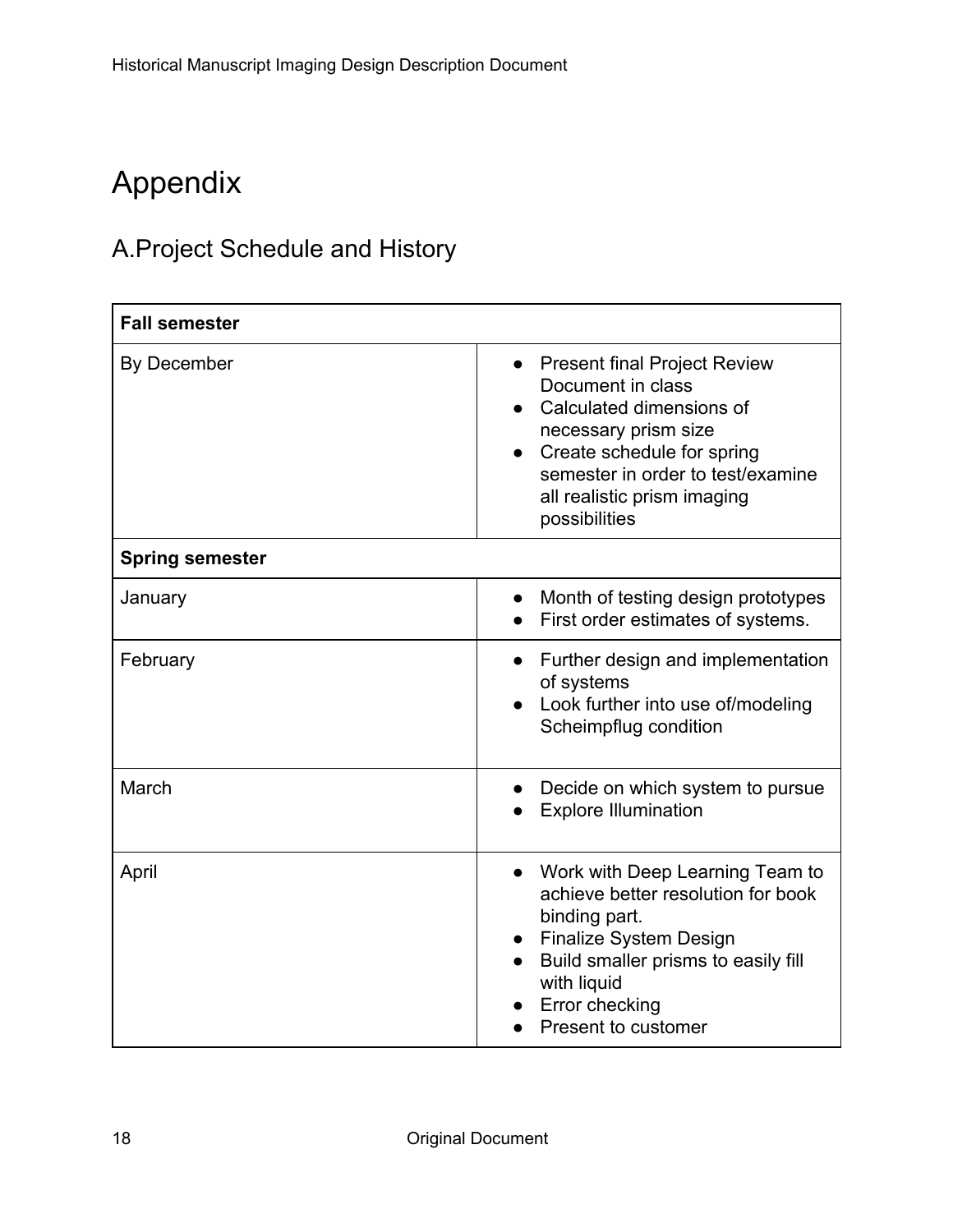# Appendix

## A.Project Schedule and History

| | |
|---|---|
| **Fall semester** | |
| By December | ● Present final Project Review Document in class<br>● Calculated dimensions of necessary prism size<br>● Create schedule for spring semester in order to test/examine all realistic prism imaging possibilities |
| **Spring semester** | |
| January | ● Month of testing design prototypes<br>● First order estimates of systems. |
| February | ● Further design and implementation of systems<br>● Look further into use of/modeling Scheimpflug condition |
| March | ● Decide on which system to pursue<br>● Explore Illumination |
| April | ● Work with Deep Learning Team to achieve better resolution for book binding part.<br>● Finalize System Design<br>● Build smaller prisms to easily fill with liquid<br>● Error checking<br>● Present to customer |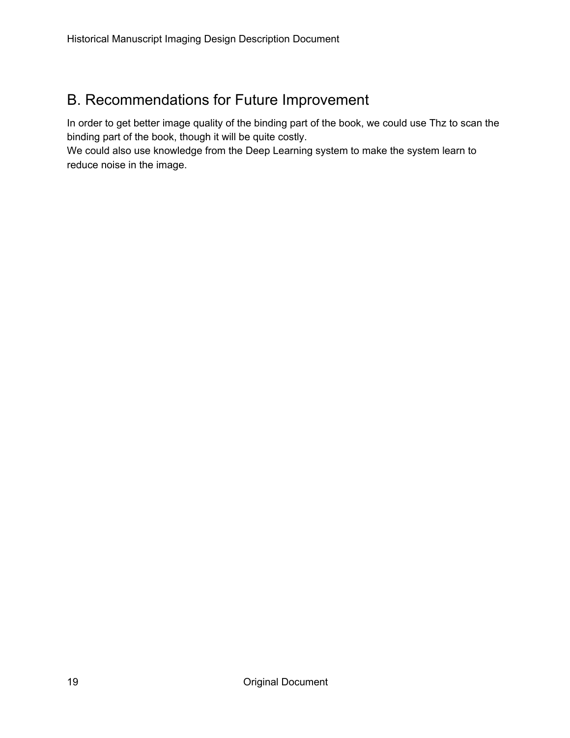## B. Recommendations for Future Improvement

In order to get better image quality of the binding part of the book, we could use Thz to scan the binding part of the book, though it will be quite costly.
We could also use knowledge from the Deep Learning system to make the system learn to reduce noise in the image.